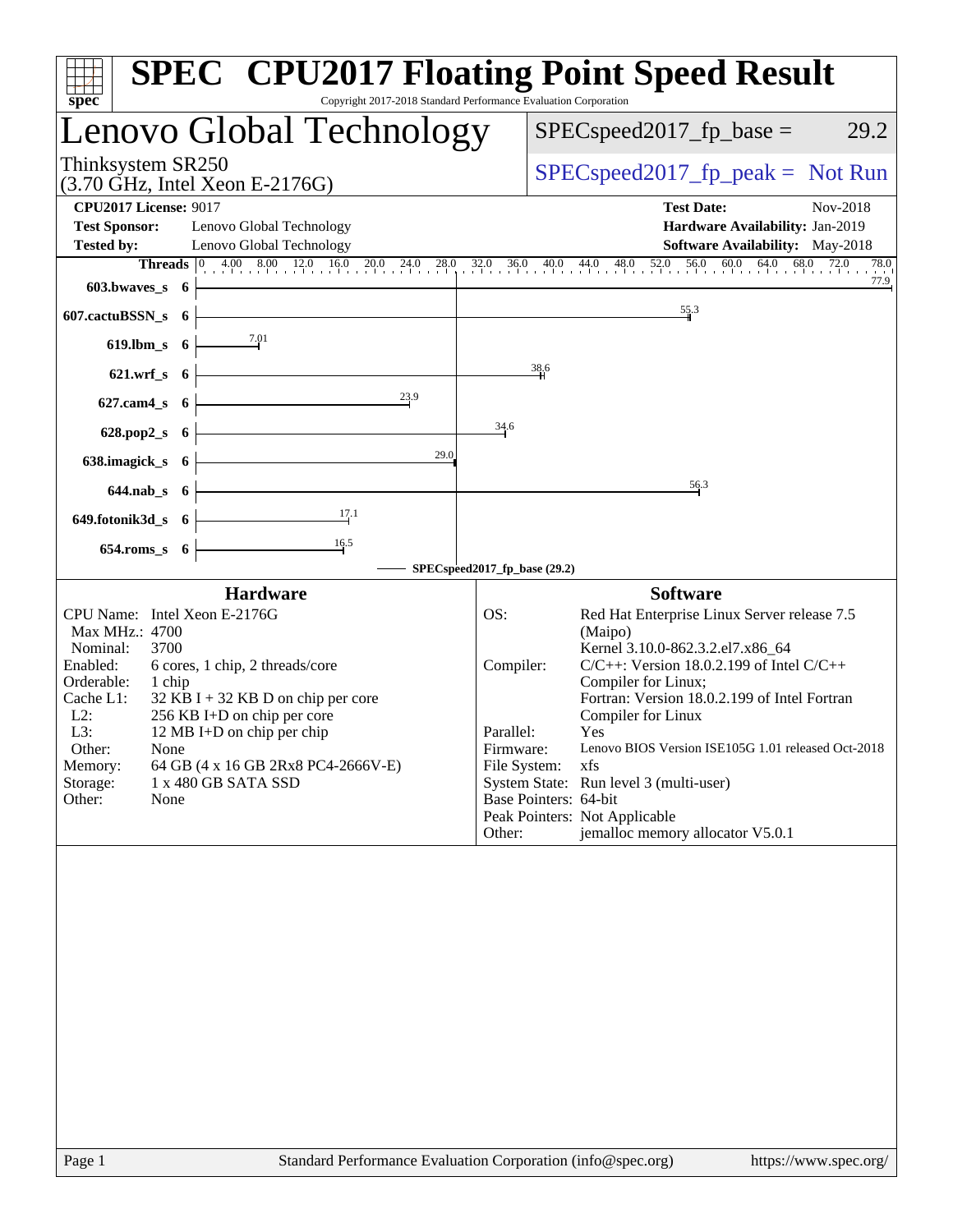# SPEC CPU2017 Floating Point Speed Result

Copyright 2017-2018 Standard Performance Evaluation Corporation

## Lenovo Global Technology

Thinksystem SR250
(3.70 GHz, Intel Xeon E-2176G)

SPECspeed2017_fp_base = 29.2

SPECspeed2017_fp_peak = Not Run

**CPU2017 License:** 9017
**Test Sponsor:** Lenovo Global Technology
**Tested by:** Lenovo Global Technology

**Test Date:** Nov-2018
**Hardware Availability:** Jan-2019
**Software Availability:** May-2018

| Benchmark | Threads | Base |
|---|---|---|
| 603.bwaves_s | 6 | 77.9 |
| 607.cactuBSSN_s | 6 | 55.3 |
| 619.lbm_s | 6 | 7.01 |
| 621.wrf_s | 6 | 38.6 |
| 627.cam4_s | 6 | 23.9 |
| 628.pop2_s | 6 | 34.6 |
| 638.imagick_s | 6 | 29.0 |
| 644.nab_s | 6 | 56.3 |
| 649.fotonik3d_s | 6 | 17.1 |
| 654.roms_s | 6 | 16.5 |

SPECspeed2017_fp_base (29.2)

### Hardware

| | |
|---|---|
| CPU Name: | Intel Xeon E-2176G |
| Max MHz.: | 4700 |
| Nominal: | 3700 |
| Enabled: | 6 cores, 1 chip, 2 threads/core |
| Orderable: | 1 chip |
| Cache L1: | 32 KB I + 32 KB D on chip per core |
| L2: | 256 KB I+D on chip per core |
| L3: | 12 MB I+D on chip per chip |
| Other: | None |
| Memory: | 64 GB (4 x 16 GB 2Rx8 PC4-2666V-E) |
| Storage: | 1 x 480 GB SATA SSD |
| Other: | None |

### Software

| | |
|---|---|
| OS: | Red Hat Enterprise Linux Server release 7.5 (Maipo) Kernel 3.10.0-862.3.2.el7.x86_64 |
| Compiler: | C/C++: Version 18.0.2.199 of Intel C/C++ Compiler for Linux; Fortran: Version 18.0.2.199 of Intel Fortran Compiler for Linux |
| Parallel: | Yes |
| Firmware: | Lenovo BIOS Version ISE105G 1.01 released Oct-2018 |
| File System: | xfs |
| System State: | Run level 3 (multi-user) |
| Base Pointers: | 64-bit |
| Peak Pointers: | Not Applicable |
| Other: | jemalloc memory allocator V5.0.1 |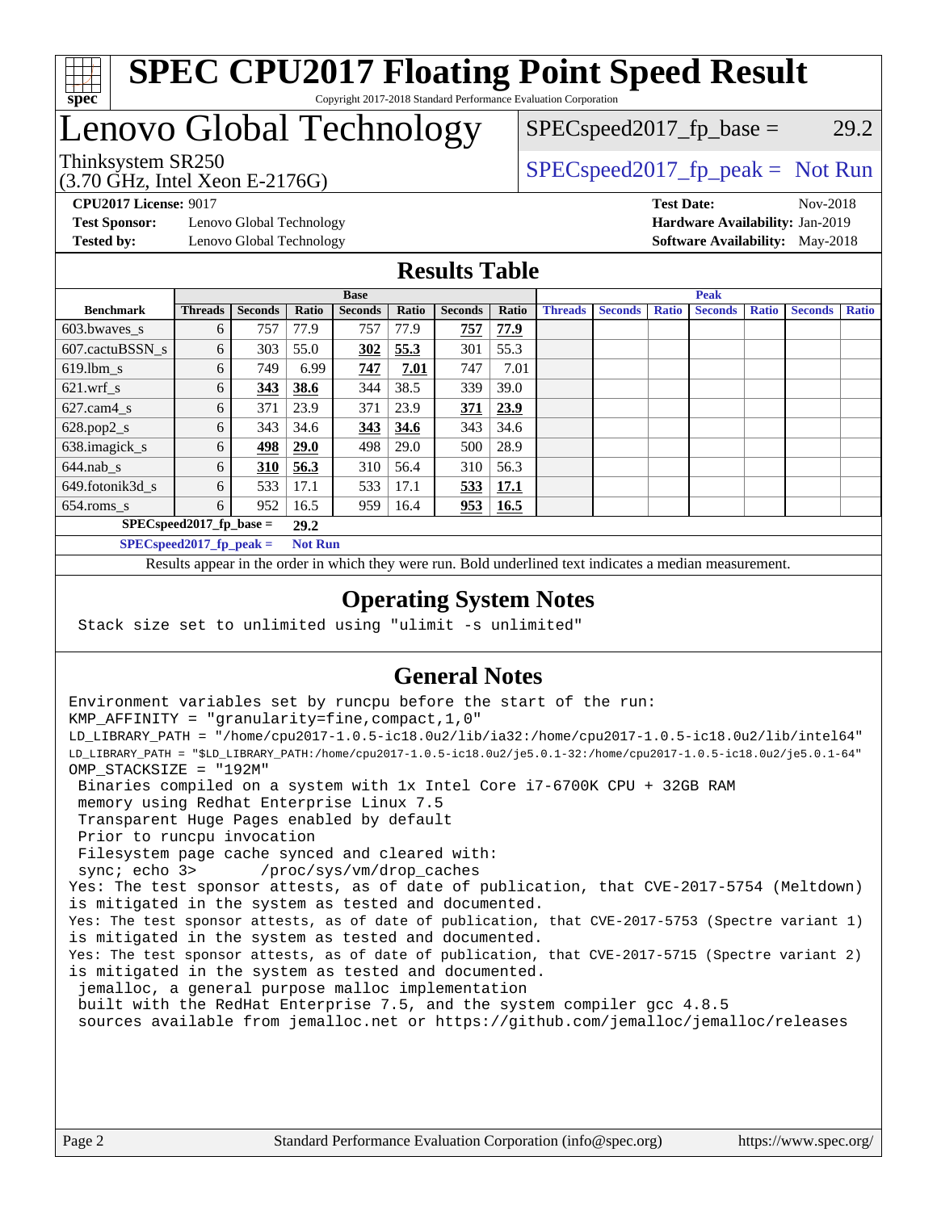# SPEC CPU2017 Floating Point Speed Result

Copyright 2017-2018 Standard Performance Evaluation Corporation

# Lenovo Global Technology

Thinksystem SR250
(3.70 GHz, Intel Xeon E-2176G)

SPECspeed2017_fp_base = 29.2

SPECspeed2017_fp_peak = Not Run

**CPU2017 License:** 9017
**Test Sponsor:** Lenovo Global Technology
**Tested by:** Lenovo Global Technology

**Test Date:** Nov-2018
**Hardware Availability:** Jan-2019
**Software Availability:** May-2018

## Results Table

| | Base | | | | | | | Peak | | | | | | |
|---|---|---|---|---|---|---|---|---|---|---|---|---|---|---|
| **Benchmark** | **Threads** | **Seconds** | **Ratio** | **Seconds** | **Ratio** | **Seconds** | **Ratio** | **Threads** | **Seconds** | **Ratio** | **Seconds** | **Ratio** | **Seconds** | **Ratio** |
| 603.bwaves_s | 6 | 757 | 77.9 | 757 | 77.9 | **757** | **77.9** | | | | | | | |
| 607.cactuBSSN_s | 6 | 303 | 55.0 | **302** | **55.3** | 301 | 55.3 | | | | | | | |
| 619.lbm_s | 6 | 749 | 6.99 | **747** | **7.01** | 747 | 7.01 | | | | | | | |
| 621.wrf_s | 6 | **343** | **38.6** | 344 | 38.5 | 339 | 39.0 | | | | | | | |
| 627.cam4_s | 6 | 371 | 23.9 | 371 | 23.9 | **371** | **23.9** | | | | | | | |
| 628.pop2_s | 6 | 343 | 34.6 | **343** | **34.6** | 343 | 34.6 | | | | | | | |
| 638.imagick_s | 6 | **498** | **29.0** | 498 | 29.0 | 500 | 28.9 | | | | | | | |
| 644.nab_s | 6 | **310** | **56.3** | 310 | 56.4 | 310 | 56.3 | | | | | | | |
| 649.fotonik3d_s | 6 | 533 | 17.1 | 533 | 17.1 | **533** | **17.1** | | | | | | | |
| 654.roms_s | 6 | 952 | 16.5 | 959 | 16.4 | **953** | **16.5** | | | | | | | |

**SPECspeed2017_fp_base = 29.2**

**SPECspeed2017_fp_peak = Not Run**

Results appear in the order in which they were run. Bold underlined text indicates a median measurement.

## Operating System Notes

```
Stack size set to unlimited using "ulimit -s unlimited"
```

## General Notes

```
Environment variables set by runcpu before the start of the run:
KMP_AFFINITY = "granularity=fine,compact,1,0"
LD_LIBRARY_PATH = "/home/cpu2017-1.0.5-ic18.0u2/lib/ia32:/home/cpu2017-1.0.5-ic18.0u2/lib/intel64"
LD_LIBRARY_PATH = "$LD_LIBRARY_PATH:/home/cpu2017-1.0.5-ic18.0u2/je5.0.1-32:/home/cpu2017-1.0.5-ic18.0u2/je5.0.1-64"
OMP_STACKSIZE = "192M"
 Binaries compiled on a system with 1x Intel Core i7-6700K CPU + 32GB RAM
 memory using Redhat Enterprise Linux 7.5
 Transparent Huge Pages enabled by default
 Prior to runcpu invocation
 Filesystem page cache synced and cleared with:
 sync; echo 3>       /proc/sys/vm/drop_caches
Yes: The test sponsor attests, as of date of publication, that CVE-2017-5754 (Meltdown)
is mitigated in the system as tested and documented.
Yes: The test sponsor attests, as of date of publication, that CVE-2017-5753 (Spectre variant 1)
is mitigated in the system as tested and documented.
Yes: The test sponsor attests, as of date of publication, that CVE-2017-5715 (Spectre variant 2)
is mitigated in the system as tested and documented.
 jemalloc, a general purpose malloc implementation
 built with the RedHat Enterprise 7.5, and the system compiler gcc 4.8.5
 sources available from jemalloc.net or https://github.com/jemalloc/jemalloc/releases
```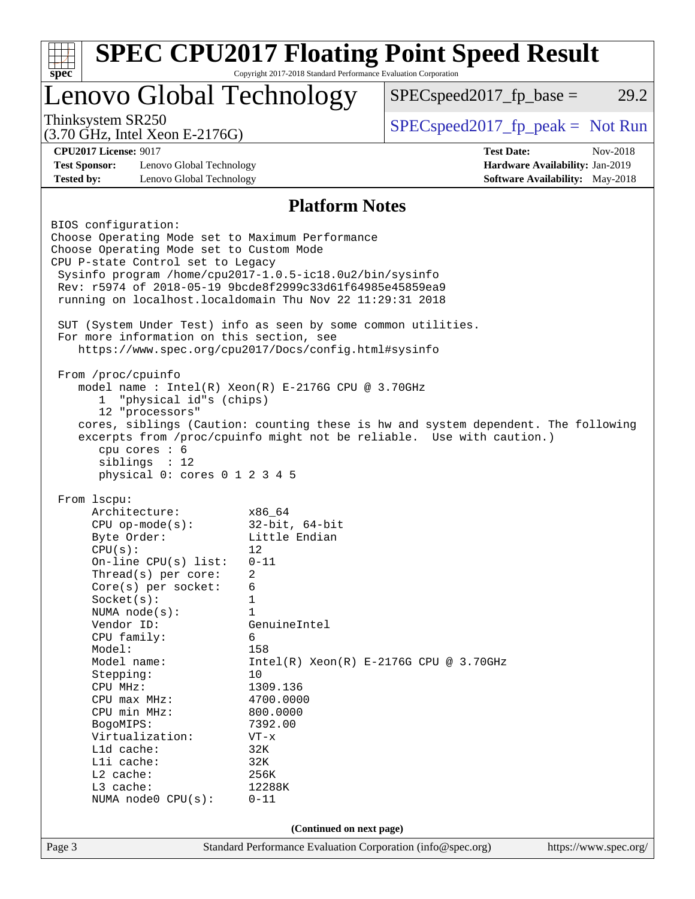# SPEC CPU2017 Floating Point Speed Result

Copyright 2017-2018 Standard Performance Evaluation Corporation

# Lenovo Global Technology

Thinksystem SR250
(3.70 GHz, Intel Xeon E-2176G)

SPECspeed2017_fp_base = 29.2

SPECspeed2017_fp_peak = Not Run

**CPU2017 License:** 9017
**Test Sponsor:** Lenovo Global Technology
**Tested by:** Lenovo Global Technology

**Test Date:** Nov-2018
**Hardware Availability:** Jan-2019
**Software Availability:** May-2018

## Platform Notes

```
BIOS configuration:
Choose Operating Mode set to Maximum Performance
Choose Operating Mode set to Custom Mode
CPU P-state Control set to Legacy
 Sysinfo program /home/cpu2017-1.0.5-ic18.0u2/bin/sysinfo
 Rev: r5974 of 2018-05-19 9bcde8f2999c33d61f64985e45859ea9
 running on localhost.localdomain Thu Nov 22 11:29:31 2018

 SUT (System Under Test) info as seen by some common utilities.
 For more information on this section, see
    https://www.spec.org/cpu2017/Docs/config.html#sysinfo

 From /proc/cpuinfo
    model name : Intel(R) Xeon(R) E-2176G CPU @ 3.70GHz
       1  "physical id"s (chips)
       12 "processors"
    cores, siblings (Caution: counting these is hw and system dependent. The following
    excerpts from /proc/cpuinfo might not be reliable.  Use with caution.)
       cpu cores : 6
       siblings  : 12
       physical 0: cores 0 1 2 3 4 5

 From lscpu:
      Architecture:          x86_64
      CPU op-mode(s):        32-bit, 64-bit
      Byte Order:            Little Endian
      CPU(s):                12
      On-line CPU(s) list:   0-11
      Thread(s) per core:    2
      Core(s) per socket:    6
      Socket(s):             1
      NUMA node(s):          1
      Vendor ID:             GenuineIntel
      CPU family:            6
      Model:                 158
      Model name:            Intel(R) Xeon(R) E-2176G CPU @ 3.70GHz
      Stepping:              10
      CPU MHz:               1309.136
      CPU max MHz:           4700.0000
      CPU min MHz:           800.0000
      BogoMIPS:              7392.00
      Virtualization:        VT-x
      L1d cache:             32K
      L1i cache:             32K
      L2 cache:              256K
      L3 cache:              12288K
      NUMA node0 CPU(s):     0-11
```

(Continued on next page)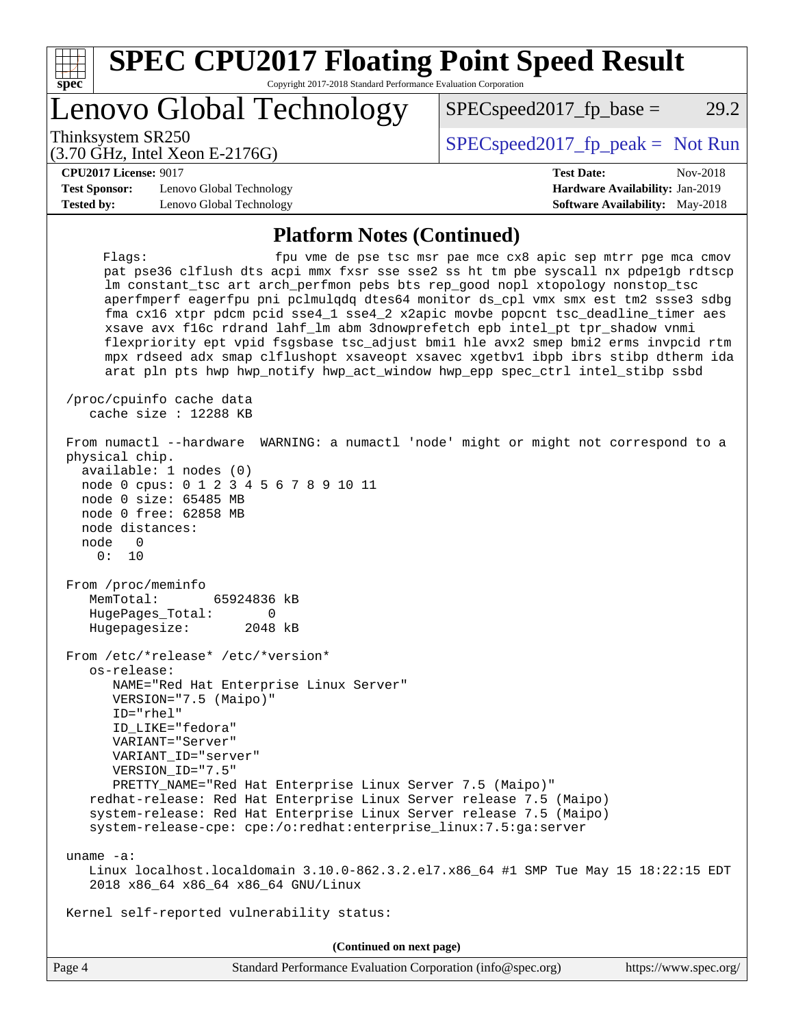## Platform Notes (Continued)

```
     Flags:                fpu vme de pse tsc msr pae mce cx8 apic sep mtrr pge mca cmov
     pat pse36 clflush dts acpi mmx fxsr sse sse2 ss ht tm pbe syscall nx pdpe1gb rdtscp
     lm constant_tsc art arch_perfmon pebs bts rep_good nopl xtopology nonstop_tsc
     aperfmperf eagerfpu pni pclmulqdq dtes64 monitor ds_cpl vmx smx est tm2 ssse3 sdbg
     fma cx16 xtpr pdcm pcid sse4_1 sse4_2 x2apic movbe popcnt tsc_deadline_timer aes
     xsave avx f16c rdrand lahf_lm abm 3dnowprefetch epb intel_pt tpr_shadow vnmi
     flexpriority ept vpid fsgsbase tsc_adjust bmi1 hle avx2 smep bmi2 erms invpcid rtm
     mpx rdseed adx smap clflushopt xsaveopt xsavec xgetbv1 ibpb ibrs stibp dtherm ida
     arat pln pts hwp hwp_notify hwp_act_window hwp_epp spec_ctrl intel_stibp ssbd

 /proc/cpuinfo cache data
    cache size : 12288 KB

 From numactl --hardware  WARNING: a numactl 'node' might or might not correspond to a
 physical chip.
   available: 1 nodes (0)
   node 0 cpus: 0 1 2 3 4 5 6 7 8 9 10 11
   node 0 size: 65485 MB
   node 0 free: 62858 MB
   node distances:
   node   0
     0:  10

 From /proc/meminfo
    MemTotal:       65924836 kB
    HugePages_Total:       0
    Hugepagesize:       2048 kB

 From /etc/*release* /etc/*version*
    os-release:
       NAME="Red Hat Enterprise Linux Server"
       VERSION="7.5 (Maipo)"
       ID="rhel"
       ID_LIKE="fedora"
       VARIANT="Server"
       VARIANT_ID="server"
       VERSION_ID="7.5"
       PRETTY_NAME="Red Hat Enterprise Linux Server 7.5 (Maipo)"
    redhat-release: Red Hat Enterprise Linux Server release 7.5 (Maipo)
    system-release: Red Hat Enterprise Linux Server release 7.5 (Maipo)
    system-release-cpe: cpe:/o:redhat:enterprise_linux:7.5:ga:server

 uname -a:
    Linux localhost.localdomain 3.10.0-862.3.2.el7.x86_64 #1 SMP Tue May 15 18:22:15 EDT
    2018 x86_64 x86_64 x86_64 GNU/Linux

 Kernel self-reported vulnerability status:
```

(Continued on next page)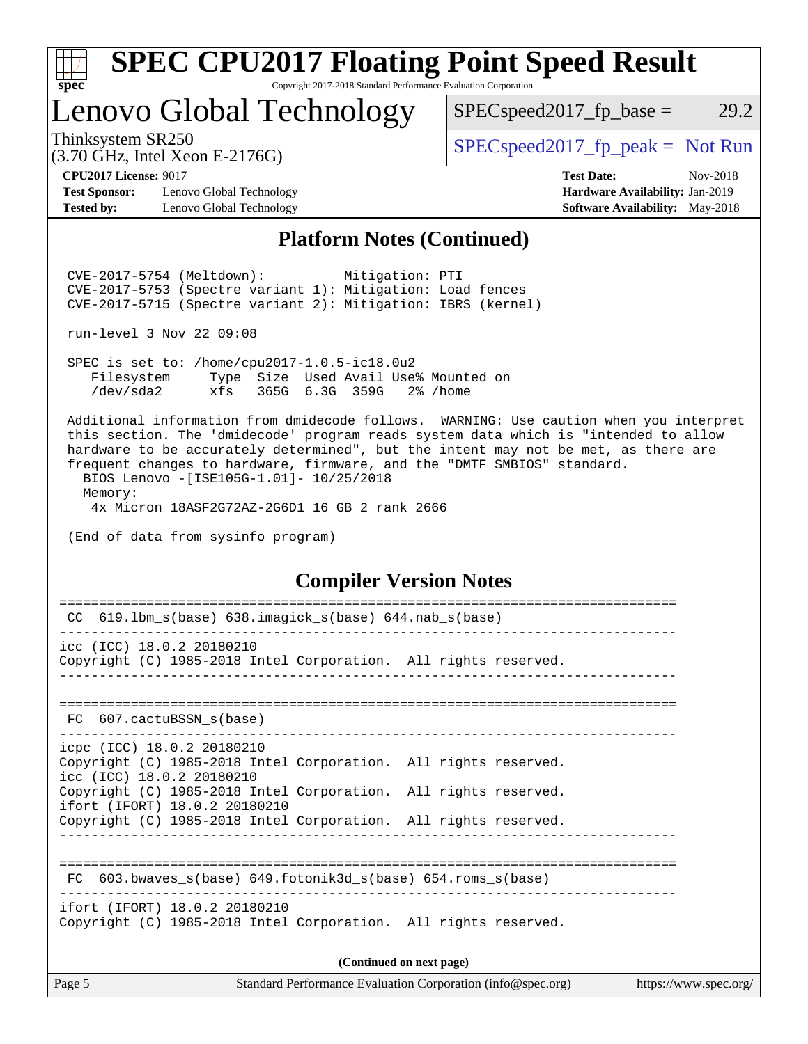# SPEC CPU2017 Floating Point Speed Result

Copyright 2017-2018 Standard Performance Evaluation Corporation

## Lenovo Global Technology

Thinksystem SR250
(3.70 GHz, Intel Xeon E-2176G)

SPECspeed2017_fp_base = 29.2

SPECspeed2017_fp_peak = Not Run

**CPU2017 License:** 9017
**Test Sponsor:** Lenovo Global Technology
**Tested by:** Lenovo Global Technology

**Test Date:** Nov-2018
**Hardware Availability:** Jan-2019
**Software Availability:** May-2018

## Platform Notes (Continued)

```
 CVE-2017-5754 (Meltdown):          Mitigation: PTI
 CVE-2017-5753 (Spectre variant 1): Mitigation: Load fences
 CVE-2017-5715 (Spectre variant 2): Mitigation: IBRS (kernel)

 run-level 3 Nov 22 09:08

 SPEC is set to: /home/cpu2017-1.0.5-ic18.0u2
    Filesystem     Type  Size  Used Avail Use% Mounted on
    /dev/sda2      xfs   365G  6.3G  359G   2% /home

 Additional information from dmidecode follows.  WARNING: Use caution when you interpret
 this section. The 'dmidecode' program reads system data which is "intended to allow
 hardware to be accurately determined", but the intent may not be met, as there are
 frequent changes to hardware, firmware, and the "DMTF SMBIOS" standard.
   BIOS Lenovo -[ISE105G-1.01]- 10/25/2018
   Memory:
    4x Micron 18ASF2G72AZ-2G6D1 16 GB 2 rank 2666

 (End of data from sysinfo program)
```

## Compiler Version Notes

```
==============================================================================
 CC  619.lbm_s(base) 638.imagick_s(base) 644.nab_s(base)
------------------------------------------------------------------------------
icc (ICC) 18.0.2 20180210
Copyright (C) 1985-2018 Intel Corporation.  All rights reserved.
------------------------------------------------------------------------------

==============================================================================
 FC  607.cactuBSSN_s(base)
------------------------------------------------------------------------------
icpc (ICC) 18.0.2 20180210
Copyright (C) 1985-2018 Intel Corporation.  All rights reserved.
icc (ICC) 18.0.2 20180210
Copyright (C) 1985-2018 Intel Corporation.  All rights reserved.
ifort (IFORT) 18.0.2 20180210
Copyright (C) 1985-2018 Intel Corporation.  All rights reserved.
------------------------------------------------------------------------------

==============================================================================
 FC  603.bwaves_s(base) 649.fotonik3d_s(base) 654.roms_s(base)
------------------------------------------------------------------------------
ifort (IFORT) 18.0.2 20180210
Copyright (C) 1985-2018 Intel Corporation.  All rights reserved.
```

**(Continued on next page)**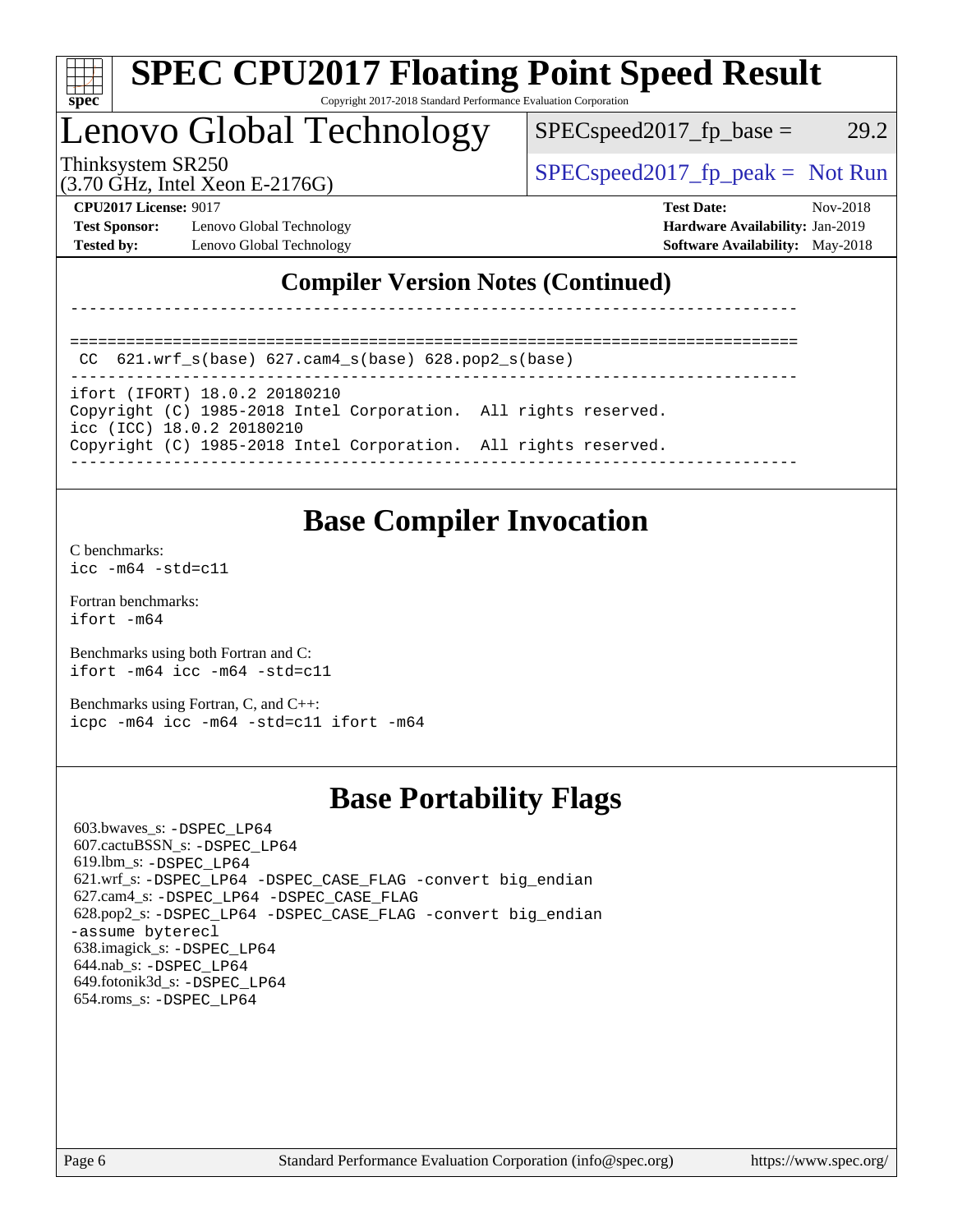## Compiler Version Notes (Continued)

```
------------------------------------------------------------------------------

==============================================================================
 CC  621.wrf_s(base) 627.cam4_s(base) 628.pop2_s(base)
------------------------------------------------------------------------------
ifort (IFORT) 18.0.2 20180210
Copyright (C) 1985-2018 Intel Corporation.  All rights reserved.
icc (ICC) 18.0.2 20180210
Copyright (C) 1985-2018 Intel Corporation.  All rights reserved.
------------------------------------------------------------------------------
```

## Base Compiler Invocation

C benchmarks:
`icc -m64 -std=c11`

Fortran benchmarks:
`ifort -m64`

Benchmarks using both Fortran and C:
`ifort -m64 icc -m64 -std=c11`

Benchmarks using Fortran, C, and C++:
`icpc -m64 icc -m64 -std=c11 ifort -m64`

## Base Portability Flags

603.bwaves_s: `-DSPEC_LP64`
607.cactuBSSN_s: `-DSPEC_LP64`
619.lbm_s: `-DSPEC_LP64`
621.wrf_s: `-DSPEC_LP64 -DSPEC_CASE_FLAG -convert big_endian`
627.cam4_s: `-DSPEC_LP64 -DSPEC_CASE_FLAG`
628.pop2_s: `-DSPEC_LP64 -DSPEC_CASE_FLAG -convert big_endian -assume byterecl`
638.imagick_s: `-DSPEC_LP64`
644.nab_s: `-DSPEC_LP64`
649.fotonik3d_s: `-DSPEC_LP64`
654.roms_s: `-DSPEC_LP64`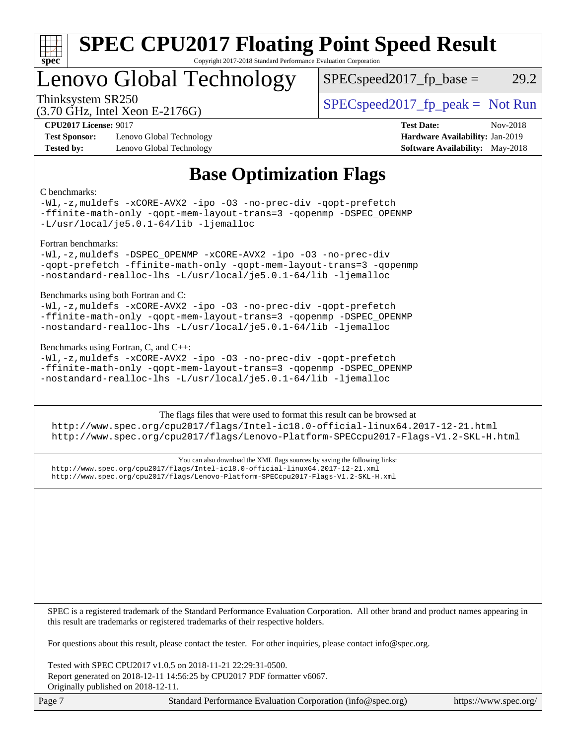# Base Optimization Flags

C benchmarks:

```
-Wl,-z,muldefs -xCORE-AVX2 -ipo -O3 -no-prec-div -qopt-prefetch
-ffinite-math-only -qopt-mem-layout-trans=3 -qopenmp -DSPEC_OPENMP
-L/usr/local/je5.0.1-64/lib -ljemalloc
```

Fortran benchmarks:

```
-Wl,-z,muldefs -DSPEC_OPENMP -xCORE-AVX2 -ipo -O3 -no-prec-div
-qopt-prefetch -ffinite-math-only -qopt-mem-layout-trans=3 -qopenmp
-nostandard-realloc-lhs -L/usr/local/je5.0.1-64/lib -ljemalloc
```

Benchmarks using both Fortran and C:

```
-Wl,-z,muldefs -xCORE-AVX2 -ipo -O3 -no-prec-div -qopt-prefetch
-ffinite-math-only -qopt-mem-layout-trans=3 -qopenmp -DSPEC_OPENMP
-nostandard-realloc-lhs -L/usr/local/je5.0.1-64/lib -ljemalloc
```

Benchmarks using Fortran, C, and C++:

```
-Wl,-z,muldefs -xCORE-AVX2 -ipo -O3 -no-prec-div -qopt-prefetch
-ffinite-math-only -qopt-mem-layout-trans=3 -qopenmp -DSPEC_OPENMP
-nostandard-realloc-lhs -L/usr/local/je5.0.1-64/lib -ljemalloc
```

The flags files that were used to format this result can be browsed at
http://www.spec.org/cpu2017/flags/Intel-ic18.0-official-linux64.2017-12-21.html
http://www.spec.org/cpu2017/flags/Lenovo-Platform-SPECcpu2017-Flags-V1.2-SKL-H.html

You can also download the XML flags sources by saving the following links:
http://www.spec.org/cpu2017/flags/Intel-ic18.0-official-linux64.2017-12-21.xml
http://www.spec.org/cpu2017/flags/Lenovo-Platform-SPECcpu2017-Flags-V1.2-SKL-H.xml

SPEC is a registered trademark of the Standard Performance Evaluation Corporation. All other brand and product names appearing in this result are trademarks or registered trademarks of their respective holders.

For questions about this result, please contact the tester. For other inquiries, please contact info@spec.org.

Tested with SPEC CPU2017 v1.0.5 on 2018-11-21 22:29:31-0500.
Report generated on 2018-12-11 14:56:25 by CPU2017 PDF formatter v6067.
Originally published on 2018-12-11.